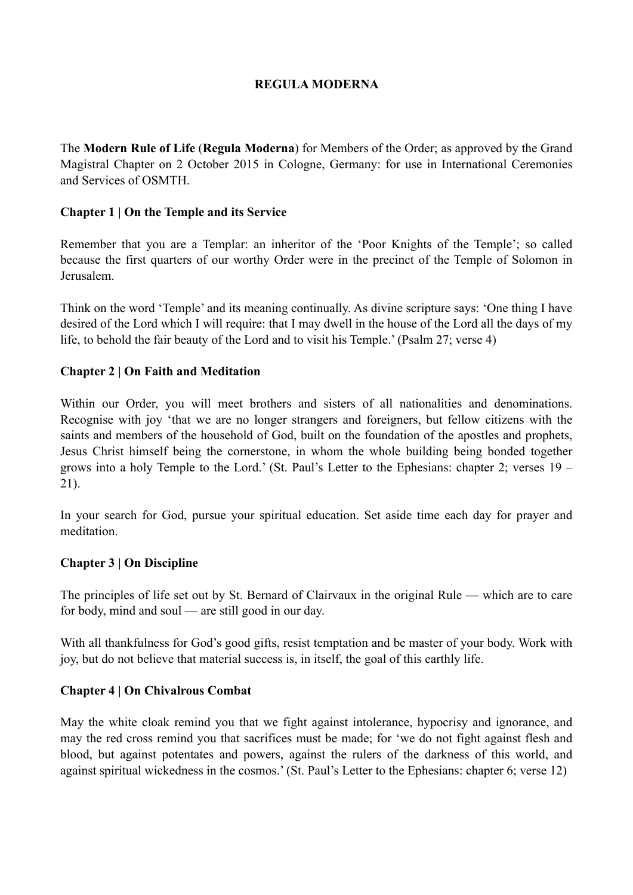**REGULA MODERNA**

The **Modern Rule of Life** (**Regula Moderna**) for Members of the Order; as approved by the Grand Magistral Chapter on 2 October 2015 in Cologne, Germany: for use in International Ceremonies and Services of OSMTH.

**Chapter 1 | On the Temple and its Service**

Remember that you are a Templar: an inheritor of the 'Poor Knights of the Temple'; so called because the first quarters of our worthy Order were in the precinct of the Temple of Solomon in Jerusalem.

Think on the word 'Temple' and its meaning continually. As divine scripture says: 'One thing I have desired of the Lord which I will require: that I may dwell in the house of the Lord all the days of my life, to behold the fair beauty of the Lord and to visit his Temple.' (Psalm 27; verse 4)

**Chapter 2 | On Faith and Meditation**

Within our Order, you will meet brothers and sisters of all nationalities and denominations. Recognise with joy 'that we are no longer strangers and foreigners, but fellow citizens with the saints and members of the household of God, built on the foundation of the apostles and prophets, Jesus Christ himself being the cornerstone, in whom the whole building being bonded together grows into a holy Temple to the Lord.' (St. Paul's Letter to the Ephesians: chapter 2; verses 19 – 21).

In your search for God, pursue your spiritual education. Set aside time each day for prayer and meditation.

**Chapter 3 | On Discipline**

The principles of life set out by St. Bernard of Clairvaux in the original Rule — which are to care for body, mind and soul — are still good in our day.

With all thankfulness for God's good gifts, resist temptation and be master of your body. Work with joy, but do not believe that material success is, in itself, the goal of this earthly life.

**Chapter 4 | On Chivalrous Combat**

May the white cloak remind you that we fight against intolerance, hypocrisy and ignorance, and may the red cross remind you that sacrifices must be made; for 'we do not fight against flesh and blood, but against potentates and powers, against the rulers of the darkness of this world, and against spiritual wickedness in the cosmos.' (St. Paul's Letter to the Ephesians: chapter 6; verse 12)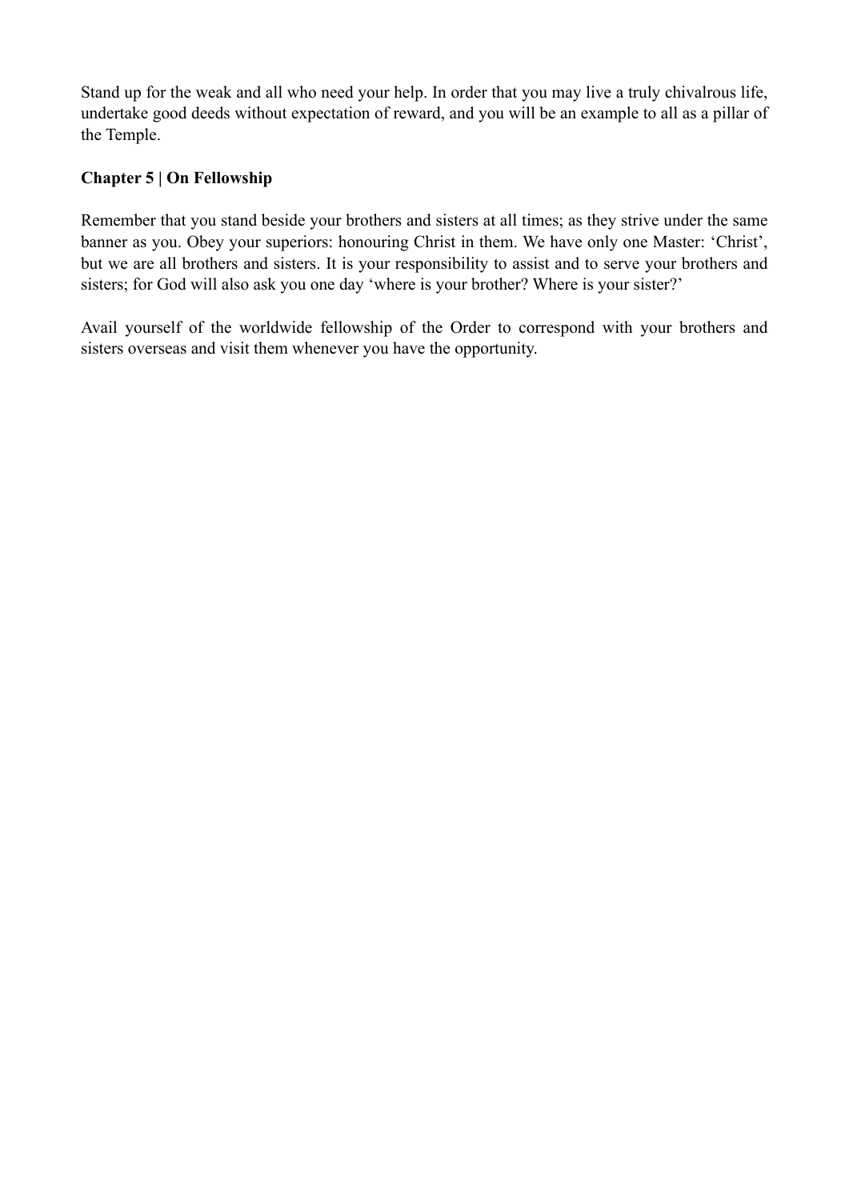Stand up for the weak and all who need your help. In order that you may live a truly chivalrous life, undertake good deeds without expectation of reward, and you will be an example to all as a pillar of the Temple.

**Chapter 5 | On Fellowship**

Remember that you stand beside your brothers and sisters at all times; as they strive under the same banner as you. Obey your superiors: honouring Christ in them. We have only one Master: 'Christ', but we are all brothers and sisters. It is your responsibility to assist and to serve your brothers and sisters; for God will also ask you one day 'where is your brother? Where is your sister?'

Avail yourself of the worldwide fellowship of the Order to correspond with your brothers and sisters overseas and visit them whenever you have the opportunity.